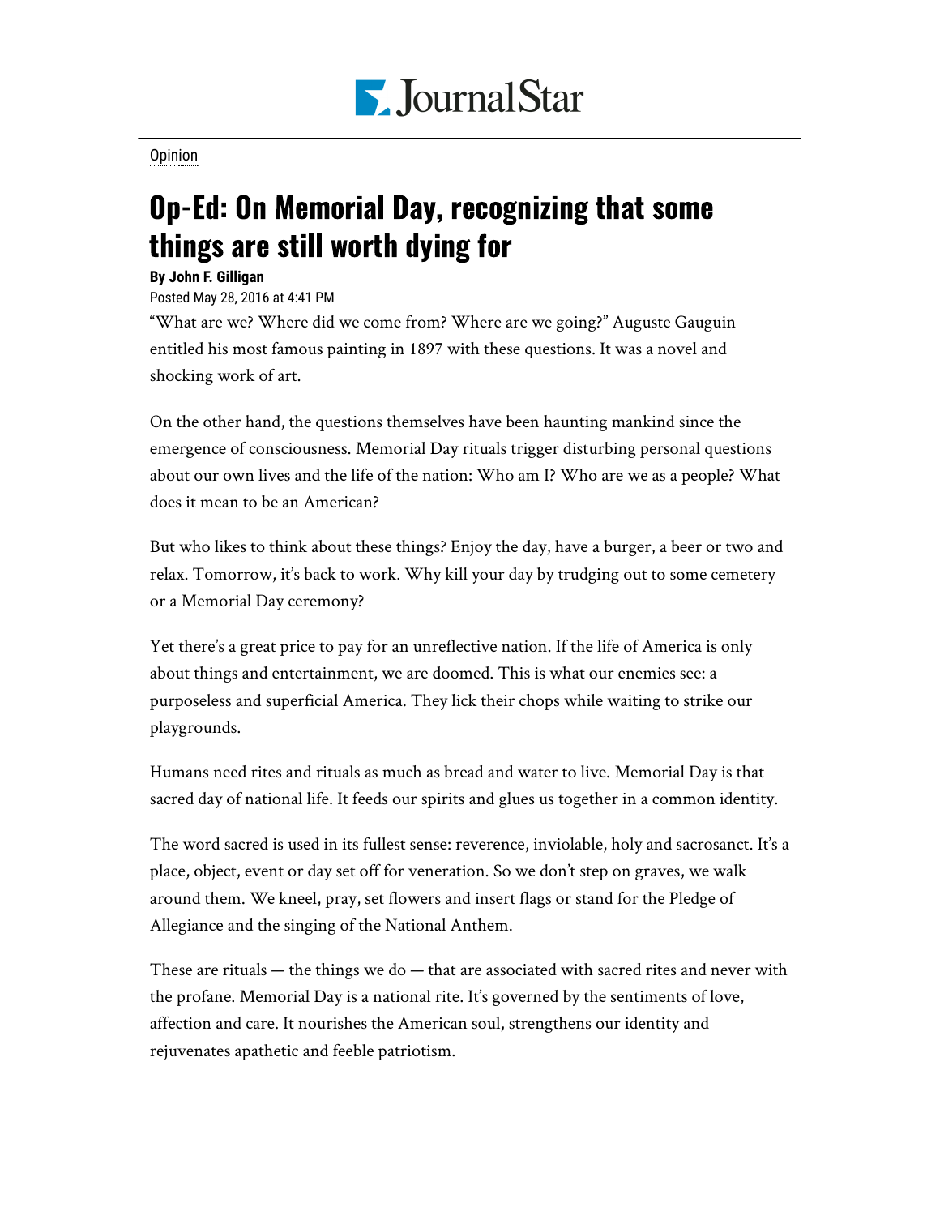Opinion

# Op-Ed: On Memorial Day, recognizing that some things are still worth dying for

**By John F. Gilligan**

Posted May 28, 2016 at 4:41 PM

“What are we? Where did we come from? Where are we going?” Auguste Gauguin entitled his most famous painting in 1897 with these questions. It was a novel and shocking work of art.

On the other hand, the questions themselves have been haunting mankind since the emergence of consciousness. Memorial Day rituals trigger disturbing personal questions about our own lives and the life of the nation: Who am I? Who are we as a people? What does it mean to be an American?

But who likes to think about these things? Enjoy the day, have a burger, a beer or two and relax. Tomorrow, it’s back to work. Why kill your day by trudging out to some cemetery or a Memorial Day ceremony?

Yet there’s a great price to pay for an unreflective nation. If the life of America is only about things and entertainment, we are doomed. This is what our enemies see: a purposeless and superficial America. They lick their chops while waiting to strike our playgrounds.

Humans need rites and rituals as much as bread and water to live. Memorial Day is that sacred day of national life. It feeds our spirits and glues us together in a common identity.

The word sacred is used in its fullest sense: reverence, inviolable, holy and sacrosanct. It’s a place, object, event or day set off for veneration. So we don’t step on graves, we walk around them. We kneel, pray, set flowers and insert flags or stand for the Pledge of Allegiance and the singing of the National Anthem.

These are rituals — the things we do — that are associated with sacred rites and never with the profane. Memorial Day is a national rite. It’s governed by the sentiments of love, affection and care. It nourishes the American soul, strengthens our identity and rejuvenates apathetic and feeble patriotism.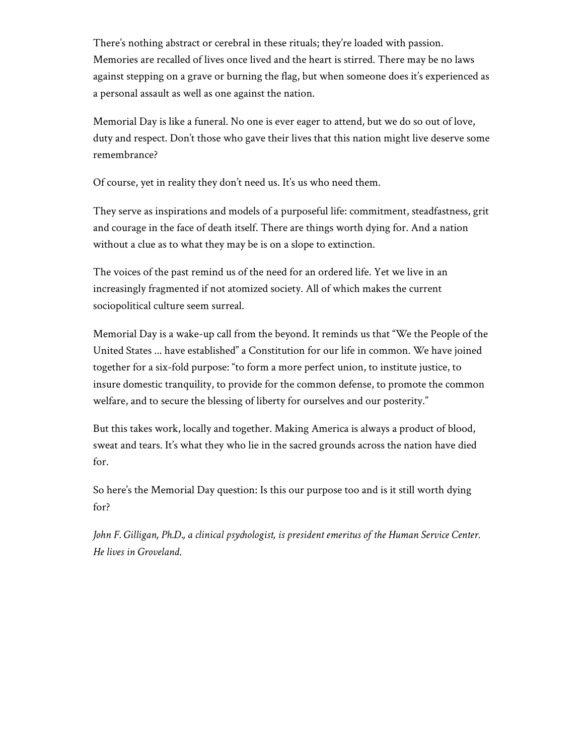There's nothing abstract or cerebral in these rituals; they're loaded with passion. Memories are recalled of lives once lived and the heart is stirred. There may be no laws against stepping on a grave or burning the flag, but when someone does it's experienced as a personal assault as well as one against the nation.

Memorial Day is like a funeral. No one is ever eager to attend, but we do so out of love, duty and respect. Don't those who gave their lives that this nation might live deserve some remembrance?

Of course, yet in reality they don't need us. It's us who need them.

They serve as inspirations and models of a purposeful life: commitment, steadfastness, grit and courage in the face of death itself. There are things worth dying for. And a nation without a clue as to what they may be is on a slope to extinction.

The voices of the past remind us of the need for an ordered life. Yet we live in an increasingly fragmented if not atomized society. All of which makes the current sociopolitical culture seem surreal.

Memorial Day is a wake-up call from the beyond. It reminds us that "We the People of the United States … have established" a Constitution for our life in common. We have joined together for a six-fold purpose: "to form a more perfect union, to institute justice, to insure domestic tranquility, to provide for the common defense, to promote the common welfare, and to secure the blessing of liberty for ourselves and our posterity."

But this takes work, locally and together. Making America is always a product of blood, sweat and tears. It's what they who lie in the sacred grounds across the nation have died for.

So here's the Memorial Day question: Is this our purpose too and is it still worth dying for?

*John F. Gilligan, Ph.D., a clinical psychologist, is president emeritus of the Human Service Center. He lives in Groveland.*